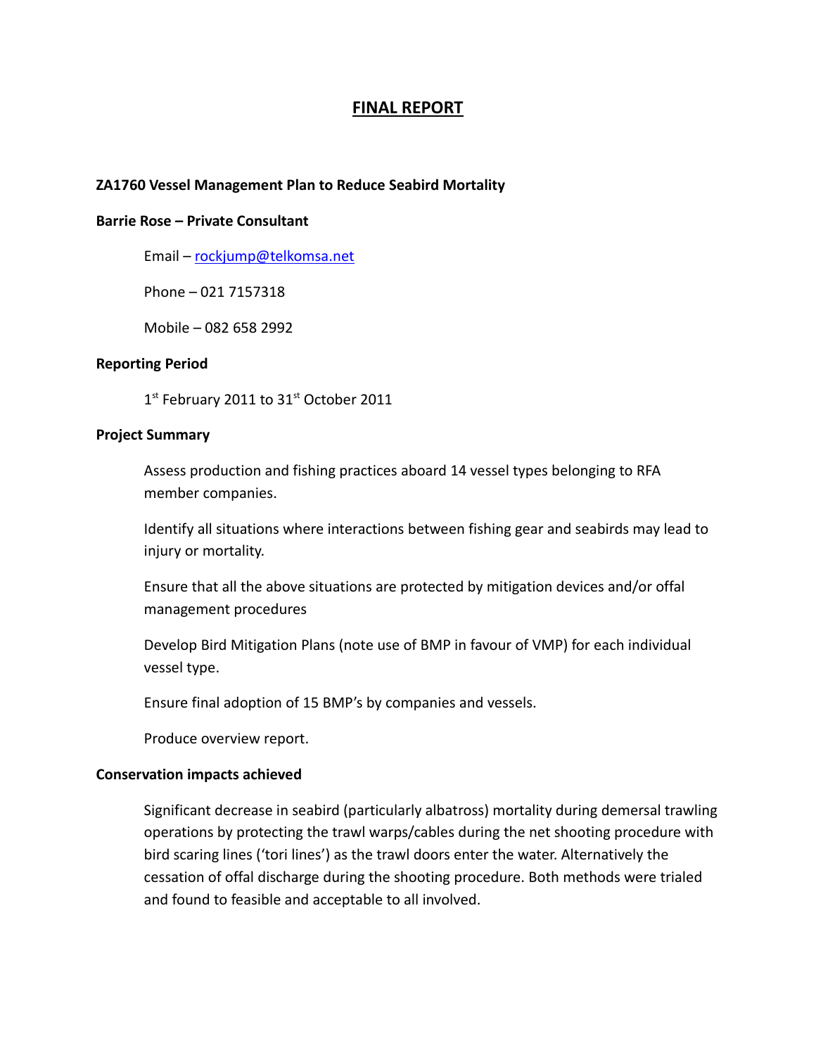# FINAL REPORT

**ZA1760 Vessel Management Plan to Reduce Seabird Mortality**

**Barrie Rose – Private Consultant**

Email – rockjump@telkomsa.net

Phone – 021 7157318

Mobile – 082 658 2992

**Reporting Period**

1st February 2011 to 31st October 2011

**Project Summary**

Assess production and fishing practices aboard 14 vessel types belonging to RFA member companies.

Identify all situations where interactions between fishing gear and seabirds may lead to injury or mortality.

Ensure that all the above situations are protected by mitigation devices and/or offal management procedures

Develop Bird Mitigation Plans (note use of BMP in favour of VMP) for each individual vessel type.

Ensure final adoption of 15 BMP's by companies and vessels.

Produce overview report.

**Conservation impacts achieved**

Significant decrease in seabird (particularly albatross) mortality during demersal trawling operations by protecting the trawl warps/cables during the net shooting procedure with bird scaring lines ('tori lines') as the trawl doors enter the water. Alternatively the cessation of offal discharge during the shooting procedure. Both methods were trialed and found to feasible and acceptable to all involved.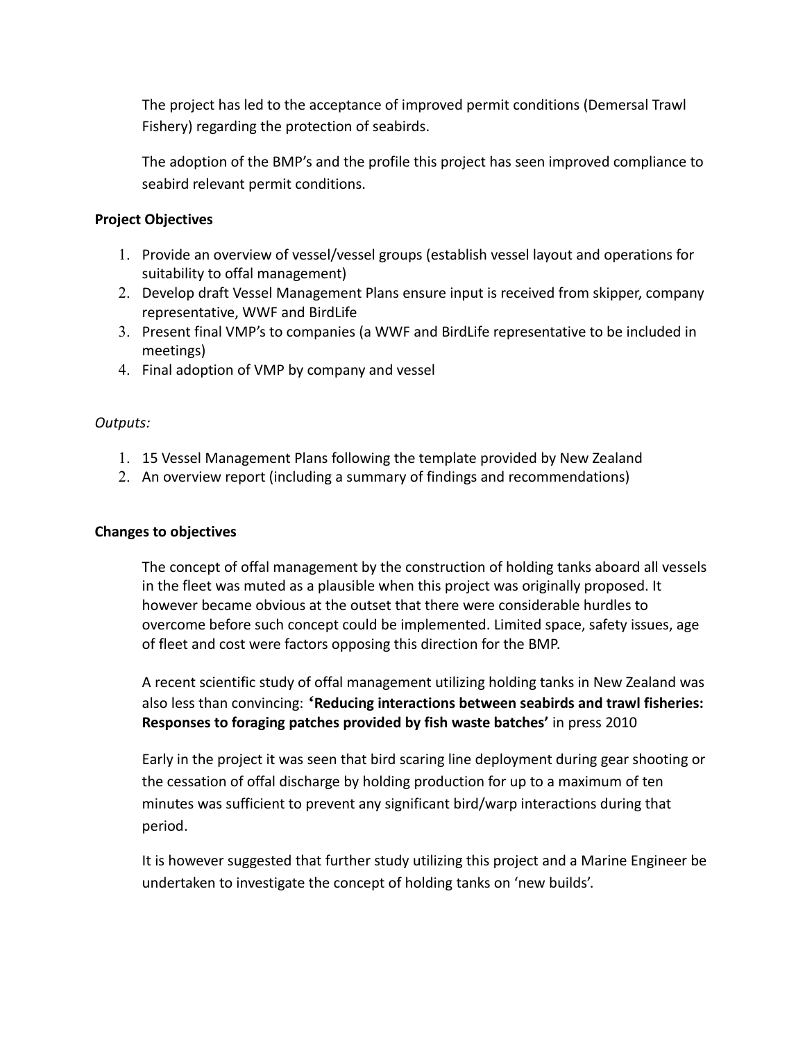The project has led to the acceptance of improved permit conditions (Demersal Trawl Fishery) regarding the protection of seabirds.

The adoption of the BMP's and the profile this project has seen improved compliance to seabird relevant permit conditions.

**Project Objectives**

1. Provide an overview of vessel/vessel groups (establish vessel layout and operations for suitability to offal management)
2. Develop draft Vessel Management Plans ensure input is received from skipper, company representative, WWF and BirdLife
3. Present final VMP's to companies (a WWF and BirdLife representative to be included in meetings)
4. Final adoption of VMP by company and vessel

*Outputs:*

1. 15 Vessel Management Plans following the template provided by New Zealand
2. An overview report (including a summary of findings and recommendations)

**Changes to objectives**

The concept of offal management by the construction of holding tanks aboard all vessels in the fleet was muted as a plausible when this project was originally proposed. It however became obvious at the outset that there were considerable hurdles to overcome before such concept could be implemented. Limited space, safety issues, age of fleet and cost were factors opposing this direction for the BMP.

A recent scientific study of offal management utilizing holding tanks in New Zealand was also less than convincing: **'Reducing interactions between seabirds and trawl fisheries: Responses to foraging patches provided by fish waste batches'** in press 2010

Early in the project it was seen that bird scaring line deployment during gear shooting or the cessation of offal discharge by holding production for up to a maximum of ten minutes was sufficient to prevent any significant bird/warp interactions during that period.

It is however suggested that further study utilizing this project and a Marine Engineer be undertaken to investigate the concept of holding tanks on 'new builds'.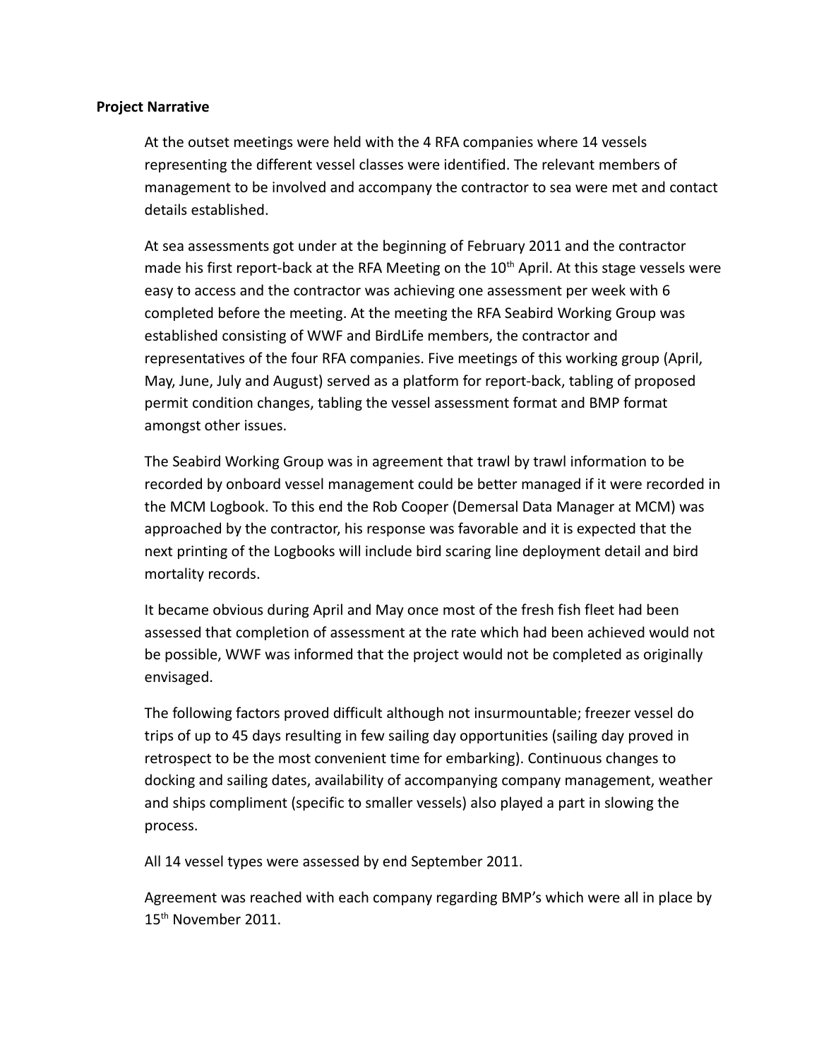**Project Narrative**

At the outset meetings were held with the 4 RFA companies where 14 vessels representing the different vessel classes were identified. The relevant members of management to be involved and accompany the contractor to sea were met and contact details established.

At sea assessments got under at the beginning of February 2011 and the contractor made his first report-back at the RFA Meeting on the 10th April. At this stage vessels were easy to access and the contractor was achieving one assessment per week with 6 completed before the meeting. At the meeting the RFA Seabird Working Group was established consisting of WWF and BirdLife members, the contractor and representatives of the four RFA companies. Five meetings of this working group (April, May, June, July and August) served as a platform for report-back, tabling of proposed permit condition changes, tabling the vessel assessment format and BMP format amongst other issues.

The Seabird Working Group was in agreement that trawl by trawl information to be recorded by onboard vessel management could be better managed if it were recorded in the MCM Logbook. To this end the Rob Cooper (Demersal Data Manager at MCM) was approached by the contractor, his response was favorable and it is expected that the next printing of the Logbooks will include bird scaring line deployment detail and bird mortality records.

It became obvious during April and May once most of the fresh fish fleet had been assessed that completion of assessment at the rate which had been achieved would not be possible, WWF was informed that the project would not be completed as originally envisaged.

The following factors proved difficult although not insurmountable; freezer vessel do trips of up to 45 days resulting in few sailing day opportunities (sailing day proved in retrospect to be the most convenient time for embarking). Continuous changes to docking and sailing dates, availability of accompanying company management, weather and ships compliment (specific to smaller vessels) also played a part in slowing the process.

All 14 vessel types were assessed by end September 2011.

Agreement was reached with each company regarding BMP's which were all in place by 15th November 2011.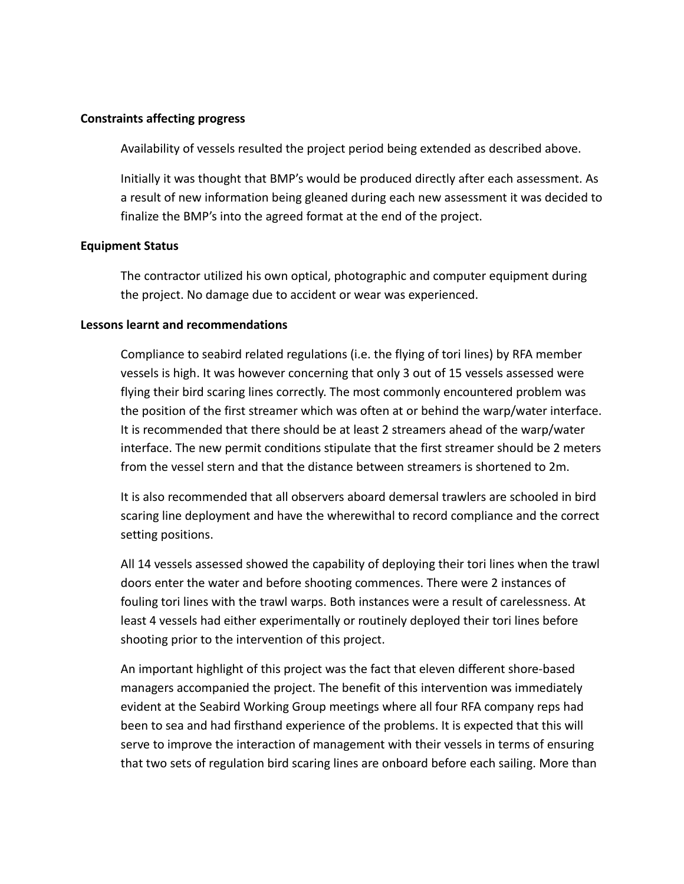**Constraints affecting progress**

Availability of vessels resulted the project period being extended as described above.

Initially it was thought that BMP's would be produced directly after each assessment. As a result of new information being gleaned during each new assessment it was decided to finalize the BMP's into the agreed format at the end of the project.

**Equipment Status**

The contractor utilized his own optical, photographic and computer equipment during the project. No damage due to accident or wear was experienced.

**Lessons learnt and recommendations**

Compliance to seabird related regulations (i.e. the flying of tori lines) by RFA member vessels is high. It was however concerning that only 3 out of 15 vessels assessed were flying their bird scaring lines correctly. The most commonly encountered problem was the position of the first streamer which was often at or behind the warp/water interface. It is recommended that there should be at least 2 streamers ahead of the warp/water interface. The new permit conditions stipulate that the first streamer should be 2 meters from the vessel stern and that the distance between streamers is shortened to 2m.

It is also recommended that all observers aboard demersal trawlers are schooled in bird scaring line deployment and have the wherewithal to record compliance and the correct setting positions.

All 14 vessels assessed showed the capability of deploying their tori lines when the trawl doors enter the water and before shooting commences. There were 2 instances of fouling tori lines with the trawl warps. Both instances were a result of carelessness. At least 4 vessels had either experimentally or routinely deployed their tori lines before shooting prior to the intervention of this project.

An important highlight of this project was the fact that eleven different shore-based managers accompanied the project. The benefit of this intervention was immediately evident at the Seabird Working Group meetings where all four RFA company reps had been to sea and had firsthand experience of the problems. It is expected that this will serve to improve the interaction of management with their vessels in terms of ensuring that two sets of regulation bird scaring lines are onboard before each sailing. More than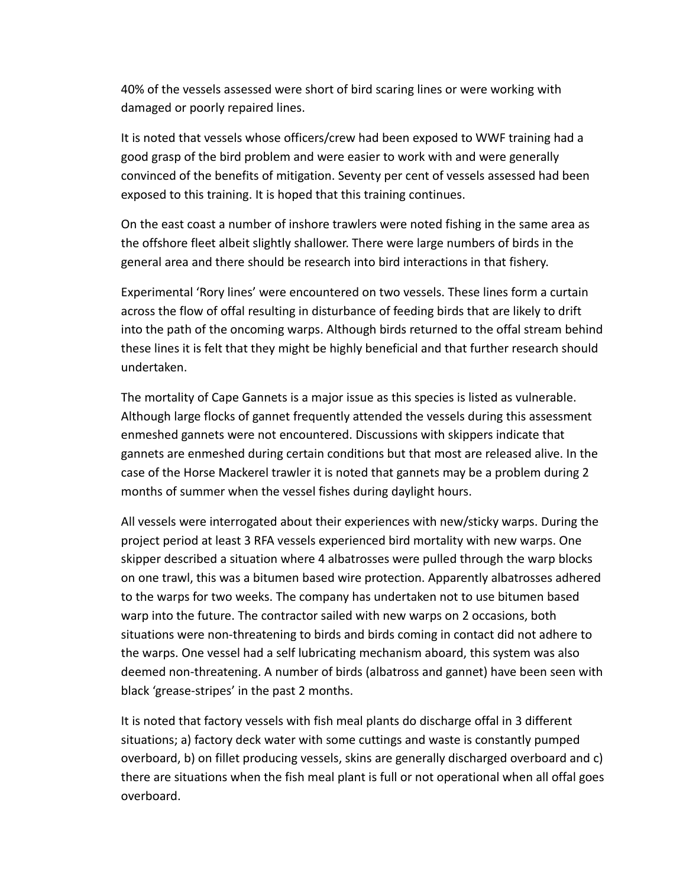40% of the vessels assessed were short of bird scaring lines or were working with damaged or poorly repaired lines.

It is noted that vessels whose officers/crew had been exposed to WWF training had a good grasp of the bird problem and were easier to work with and were generally convinced of the benefits of mitigation. Seventy per cent of vessels assessed had been exposed to this training. It is hoped that this training continues.

On the east coast a number of inshore trawlers were noted fishing in the same area as the offshore fleet albeit slightly shallower. There were large numbers of birds in the general area and there should be research into bird interactions in that fishery.

Experimental 'Rory lines' were encountered on two vessels. These lines form a curtain across the flow of offal resulting in disturbance of feeding birds that are likely to drift into the path of the oncoming warps. Although birds returned to the offal stream behind these lines it is felt that they might be highly beneficial and that further research should undertaken.

The mortality of Cape Gannets is a major issue as this species is listed as vulnerable. Although large flocks of gannet frequently attended the vessels during this assessment enmeshed gannets were not encountered. Discussions with skippers indicate that gannets are enmeshed during certain conditions but that most are released alive. In the case of the Horse Mackerel trawler it is noted that gannets may be a problem during 2 months of summer when the vessel fishes during daylight hours.

All vessels were interrogated about their experiences with new/sticky warps. During the project period at least 3 RFA vessels experienced bird mortality with new warps. One skipper described a situation where 4 albatrosses were pulled through the warp blocks on one trawl, this was a bitumen based wire protection. Apparently albatrosses adhered to the warps for two weeks. The company has undertaken not to use bitumen based warp into the future. The contractor sailed with new warps on 2 occasions, both situations were non-threatening to birds and birds coming in contact did not adhere to the warps. One vessel had a self lubricating mechanism aboard, this system was also deemed non-threatening. A number of birds (albatross and gannet) have been seen with black 'grease-stripes' in the past 2 months.

It is noted that factory vessels with fish meal plants do discharge offal in 3 different situations; a) factory deck water with some cuttings and waste is constantly pumped overboard, b) on fillet producing vessels, skins are generally discharged overboard and c) there are situations when the fish meal plant is full or not operational when all offal goes overboard.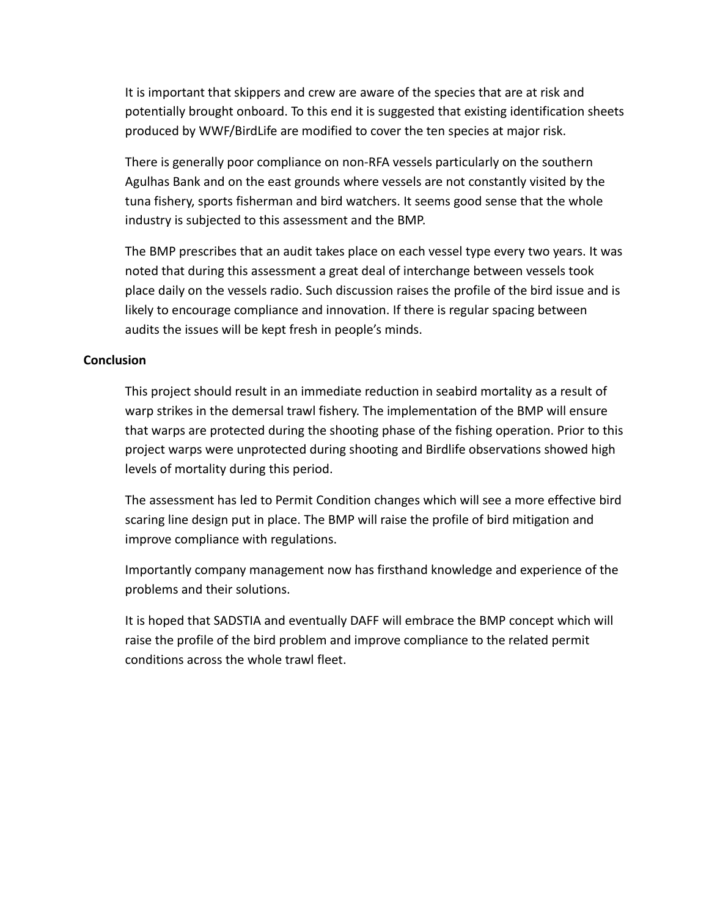It is important that skippers and crew are aware of the species that are at risk and potentially brought onboard. To this end it is suggested that existing identification sheets produced by WWF/BirdLife are modified to cover the ten species at major risk.

There is generally poor compliance on non-RFA vessels particularly on the southern Agulhas Bank and on the east grounds where vessels are not constantly visited by the tuna fishery, sports fisherman and bird watchers. It seems good sense that the whole industry is subjected to this assessment and the BMP.

The BMP prescribes that an audit takes place on each vessel type every two years. It was noted that during this assessment a great deal of interchange between vessels took place daily on the vessels radio. Such discussion raises the profile of the bird issue and is likely to encourage compliance and innovation. If there is regular spacing between audits the issues will be kept fresh in people's minds.

**Conclusion**

This project should result in an immediate reduction in seabird mortality as a result of warp strikes in the demersal trawl fishery. The implementation of the BMP will ensure that warps are protected during the shooting phase of the fishing operation. Prior to this project warps were unprotected during shooting and Birdlife observations showed high levels of mortality during this period.

The assessment has led to Permit Condition changes which will see a more effective bird scaring line design put in place. The BMP will raise the profile of bird mitigation and improve compliance with regulations.

Importantly company management now has firsthand knowledge and experience of the problems and their solutions.

It is hoped that SADSTIA and eventually DAFF will embrace the BMP concept which will raise the profile of the bird problem and improve compliance to the related permit conditions across the whole trawl fleet.